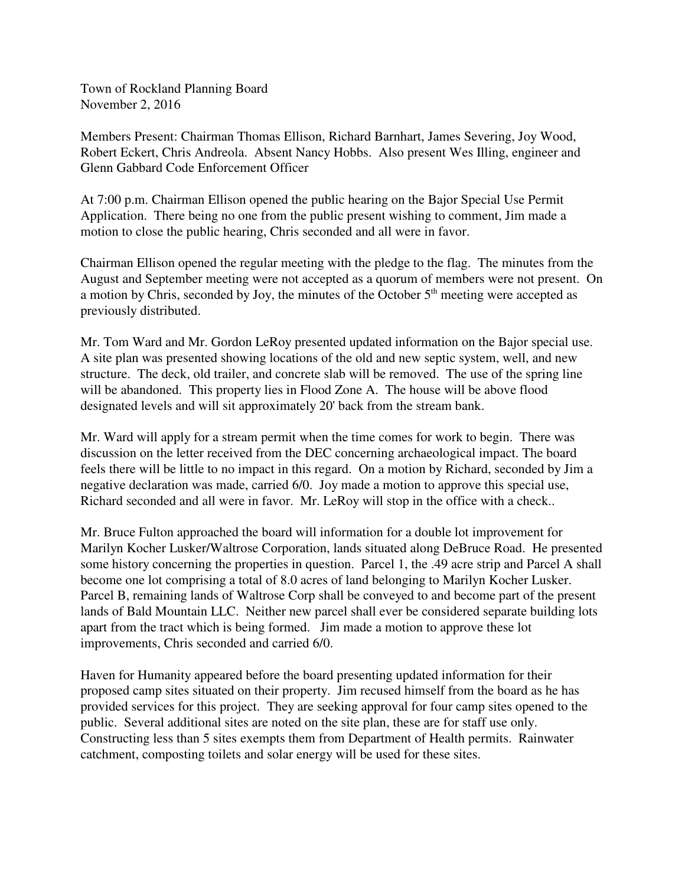Town of Rockland Planning Board
November 2, 2016

Members Present: Chairman Thomas Ellison, Richard Barnhart, James Severing, Joy Wood, Robert Eckert, Chris Andreola. Absent Nancy Hobbs. Also present Wes Illing, engineer and Glenn Gabbard Code Enforcement Officer

At 7:00 p.m. Chairman Ellison opened the public hearing on the Bajor Special Use Permit Application. There being no one from the public present wishing to comment, Jim made a motion to close the public hearing, Chris seconded and all were in favor.

Chairman Ellison opened the regular meeting with the pledge to the flag. The minutes from the August and September meeting were not accepted as a quorum of members were not present. On a motion by Chris, seconded by Joy, the minutes of the October 5th meeting were accepted as previously distributed.

Mr. Tom Ward and Mr. Gordon LeRoy presented updated information on the Bajor special use. A site plan was presented showing locations of the old and new septic system, well, and new structure. The deck, old trailer, and concrete slab will be removed. The use of the spring line will be abandoned. This property lies in Flood Zone A. The house will be above flood designated levels and will sit approximately 20' back from the stream bank.

Mr. Ward will apply for a stream permit when the time comes for work to begin. There was discussion on the letter received from the DEC concerning archaeological impact. The board feels there will be little to no impact in this regard. On a motion by Richard, seconded by Jim a negative declaration was made, carried 6/0. Joy made a motion to approve this special use, Richard seconded and all were in favor. Mr. LeRoy will stop in the office with a check..

Mr. Bruce Fulton approached the board will information for a double lot improvement for Marilyn Kocher Lusker/Waltrose Corporation, lands situated along DeBruce Road. He presented some history concerning the properties in question. Parcel 1, the .49 acre strip and Parcel A shall become one lot comprising a total of 8.0 acres of land belonging to Marilyn Kocher Lusker. Parcel B, remaining lands of Waltrose Corp shall be conveyed to and become part of the present lands of Bald Mountain LLC. Neither new parcel shall ever be considered separate building lots apart from the tract which is being formed. Jim made a motion to approve these lot improvements, Chris seconded and carried 6/0.

Haven for Humanity appeared before the board presenting updated information for their proposed camp sites situated on their property. Jim recused himself from the board as he has provided services for this project. They are seeking approval for four camp sites opened to the public. Several additional sites are noted on the site plan, these are for staff use only. Constructing less than 5 sites exempts them from Department of Health permits. Rainwater catchment, composting toilets and solar energy will be used for these sites.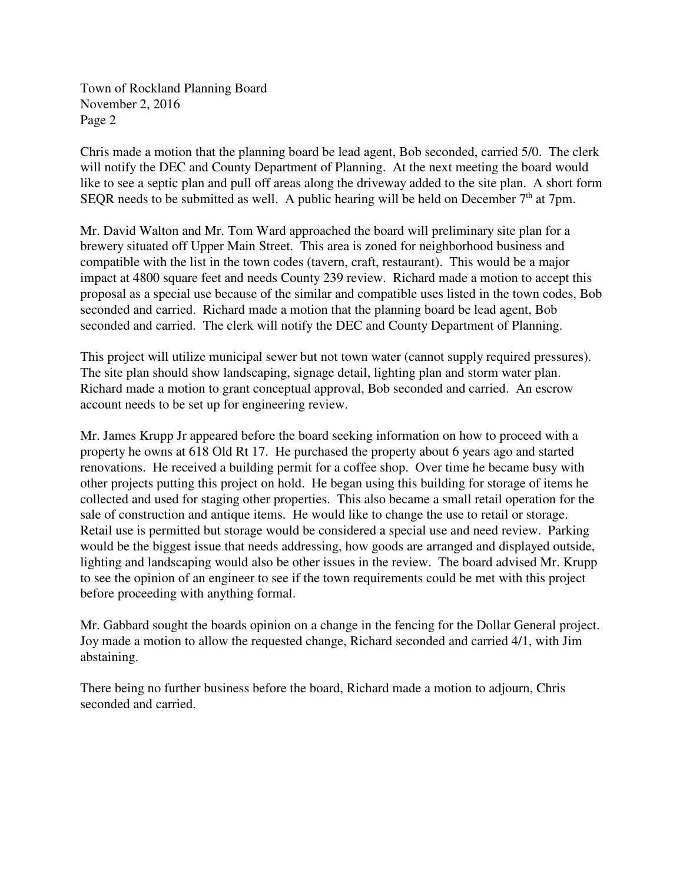Chris made a motion that the planning board be lead agent, Bob seconded, carried 5/0. The clerk will notify the DEC and County Department of Planning. At the next meeting the board would like to see a septic plan and pull off areas along the driveway added to the site plan. A short form SEQR needs to be submitted as well. A public hearing will be held on December 7th at 7pm.

Mr. David Walton and Mr. Tom Ward approached the board will preliminary site plan for a brewery situated off Upper Main Street. This area is zoned for neighborhood business and compatible with the list in the town codes (tavern, craft, restaurant). This would be a major impact at 4800 square feet and needs County 239 review. Richard made a motion to accept this proposal as a special use because of the similar and compatible uses listed in the town codes, Bob seconded and carried. Richard made a motion that the planning board be lead agent, Bob seconded and carried. The clerk will notify the DEC and County Department of Planning.

This project will utilize municipal sewer but not town water (cannot supply required pressures). The site plan should show landscaping, signage detail, lighting plan and storm water plan. Richard made a motion to grant conceptual approval, Bob seconded and carried. An escrow account needs to be set up for engineering review.

Mr. James Krupp Jr appeared before the board seeking information on how to proceed with a property he owns at 618 Old Rt 17. He purchased the property about 6 years ago and started renovations. He received a building permit for a coffee shop. Over time he became busy with other projects putting this project on hold. He began using this building for storage of items he collected and used for staging other properties. This also became a small retail operation for the sale of construction and antique items. He would like to change the use to retail or storage. Retail use is permitted but storage would be considered a special use and need review. Parking would be the biggest issue that needs addressing, how goods are arranged and displayed outside, lighting and landscaping would also be other issues in the review. The board advised Mr. Krupp to see the opinion of an engineer to see if the town requirements could be met with this project before proceeding with anything formal.

Mr. Gabbard sought the boards opinion on a change in the fencing for the Dollar General project. Joy made a motion to allow the requested change, Richard seconded and carried 4/1, with Jim abstaining.

There being no further business before the board, Richard made a motion to adjourn, Chris seconded and carried.